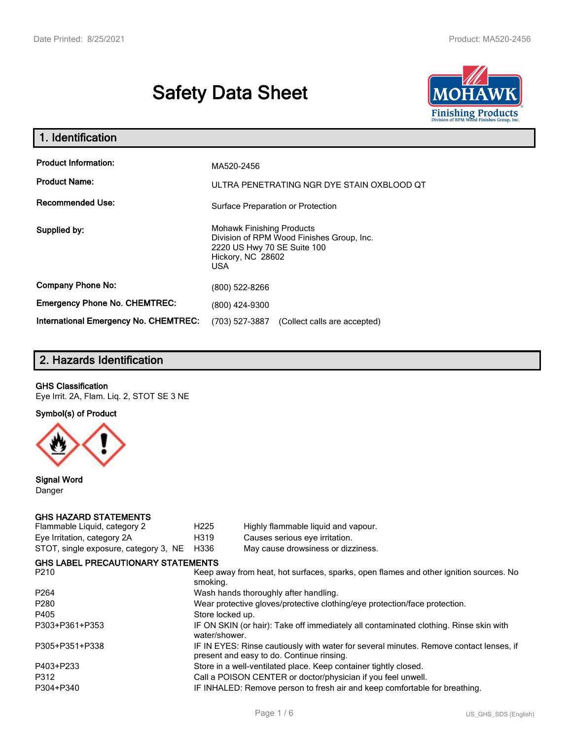# Safety Data Sheet

## 1. Identification

| | |
|---|---|
| **Product Information:** | MA520-2456 |
| **Product Name:** | ULTRA PENETRATING NGR DYE STAIN OXBLOOD QT |
| **Recommended Use:** | Surface Preparation or Protection |
| **Supplied by:** | Mohawk Finishing Products<br>Division of RPM Wood Finishes Group, Inc.<br>2220 US Hwy 70 SE Suite 100<br>Hickory, NC 28602<br>USA |
| **Company Phone No:** | (800) 522-8266 |
| **Emergency Phone No. CHEMTREC:** | (800) 424-9300 |
| **International Emergency No. CHEMTREC:** | (703) 527-3887 (Collect calls are accepted) |

## 2. Hazards Identification

**GHS Classification**

Eye Irrit. 2A, Flam. Liq. 2, STOT SE 3 NE

**Symbol(s) of Product**

**Signal Word**

Danger

**GHS HAZARD STATEMENTS**

| | | |
|---|---|---|
| Flammable Liquid, category 2 | H225 | Highly flammable liquid and vapour. |
| Eye Irritation, category 2A | H319 | Causes serious eye irritation. |
| STOT, single exposure, category 3, NE | H336 | May cause drowsiness or dizziness. |

**GHS LABEL PRECAUTIONARY STATEMENTS**

| | |
|---|---|
| P210 | Keep away from heat, hot surfaces, sparks, open flames and other ignition sources. No smoking. |
| P264 | Wash hands thoroughly after handling. |
| P280 | Wear protective gloves/protective clothing/eye protection/face protection. |
| P405 | Store locked up. |
| P303+P361+P353 | IF ON SKIN (or hair): Take off immediately all contaminated clothing. Rinse skin with water/shower. |
| P305+P351+P338 | IF IN EYES: Rinse cautiously with water for several minutes. Remove contact lenses, if present and easy to do. Continue rinsing. |
| P403+P233 | Store in a well-ventilated place. Keep container tightly closed. |
| P312 | Call a POISON CENTER or doctor/physician if you feel unwell. |
| P304+P340 | IF INHALED: Remove person to fresh air and keep comfortable for breathing. |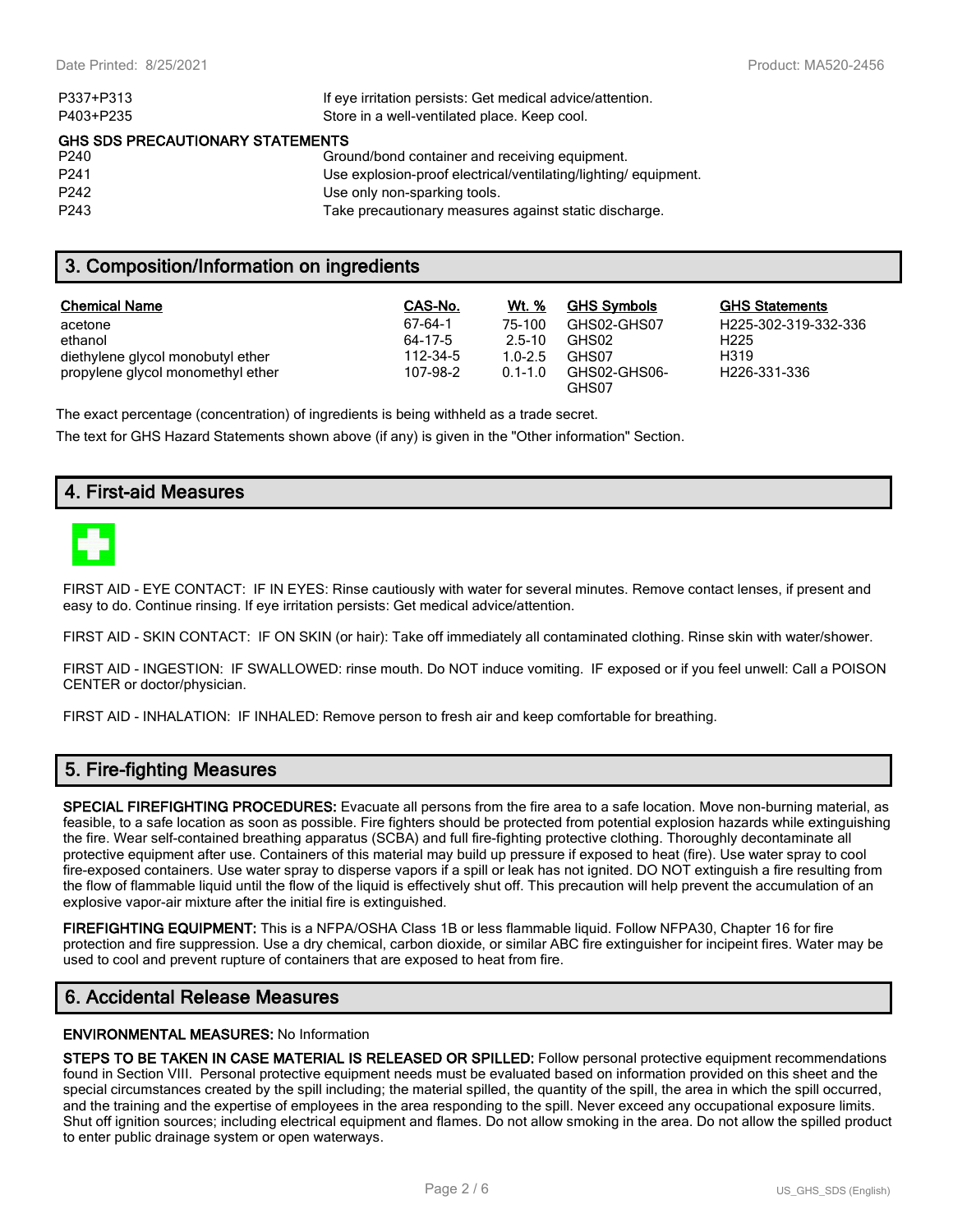| | |
|---|---|
| P337+P313 | If eye irritation persists: Get medical advice/attention. |
| P403+P235 | Store in a well-ventilated place. Keep cool. |

**GHS SDS PRECAUTIONARY STATEMENTS**

| | |
|---|---|
| P240 | Ground/bond container and receiving equipment. |
| P241 | Use explosion-proof electrical/ventilating/lighting/ equipment. |
| P242 | Use only non-sparking tools. |
| P243 | Take precautionary measures against static discharge. |

## 3. Composition/Information on ingredients

| Chemical Name | CAS-No. | Wt. % | GHS Symbols | GHS Statements |
|---|---|---|---|---|
| acetone | 67-64-1 | 75-100 | GHS02-GHS07 | H225-302-319-332-336 |
| ethanol | 64-17-5 | 2.5-10 | GHS02 | H225 |
| diethylene glycol monobutyl ether | 112-34-5 | 1.0-2.5 | GHS07 | H319 |
| propylene glycol monomethyl ether | 107-98-2 | 0.1-1.0 | GHS02-GHS06-GHS07 | H226-331-336 |

The exact percentage (concentration) of ingredients is being withheld as a trade secret.

The text for GHS Hazard Statements shown above (if any) is given in the "Other information" Section.

## 4. First-aid Measures

FIRST AID - EYE CONTACT: IF IN EYES: Rinse cautiously with water for several minutes. Remove contact lenses, if present and easy to do. Continue rinsing. If eye irritation persists: Get medical advice/attention.

FIRST AID - SKIN CONTACT: IF ON SKIN (or hair): Take off immediately all contaminated clothing. Rinse skin with water/shower.

FIRST AID - INGESTION: IF SWALLOWED: rinse mouth. Do NOT induce vomiting. IF exposed or if you feel unwell: Call a POISON CENTER or doctor/physician.

FIRST AID - INHALATION: IF INHALED: Remove person to fresh air and keep comfortable for breathing.

## 5. Fire-fighting Measures

**SPECIAL FIREFIGHTING PROCEDURES:** Evacuate all persons from the fire area to a safe location. Move non-burning material, as feasible, to a safe location as soon as possible. Fire fighters should be protected from potential explosion hazards while extinguishing the fire. Wear self-contained breathing apparatus (SCBA) and full fire-fighting protective clothing. Thoroughly decontaminate all protective equipment after use. Containers of this material may build up pressure if exposed to heat (fire). Use water spray to cool fire-exposed containers. Use water spray to disperse vapors if a spill or leak has not ignited. DO NOT extinguish a fire resulting from the flow of flammable liquid until the flow of the liquid is effectively shut off. This precaution will help prevent the accumulation of an explosive vapor-air mixture after the initial fire is extinguished.

**FIREFIGHTING EQUIPMENT:** This is a NFPA/OSHA Class 1B or less flammable liquid. Follow NFPA30, Chapter 16 for fire protection and fire suppression. Use a dry chemical, carbon dioxide, or similar ABC fire extinguisher for incipeint fires. Water may be used to cool and prevent rupture of containers that are exposed to heat from fire.

## 6. Accidental Release Measures

**ENVIRONMENTAL MEASURES:** No Information

**STEPS TO BE TAKEN IN CASE MATERIAL IS RELEASED OR SPILLED:** Follow personal protective equipment recommendations found in Section VIII. Personal protective equipment needs must be evaluated based on information provided on this sheet and the special circumstances created by the spill including; the material spilled, the quantity of the spill, the area in which the spill occurred, and the training and the expertise of employees in the area responding to the spill. Never exceed any occupational exposure limits. Shut off ignition sources; including electrical equipment and flames. Do not allow smoking in the area. Do not allow the spilled product to enter public drainage system or open waterways.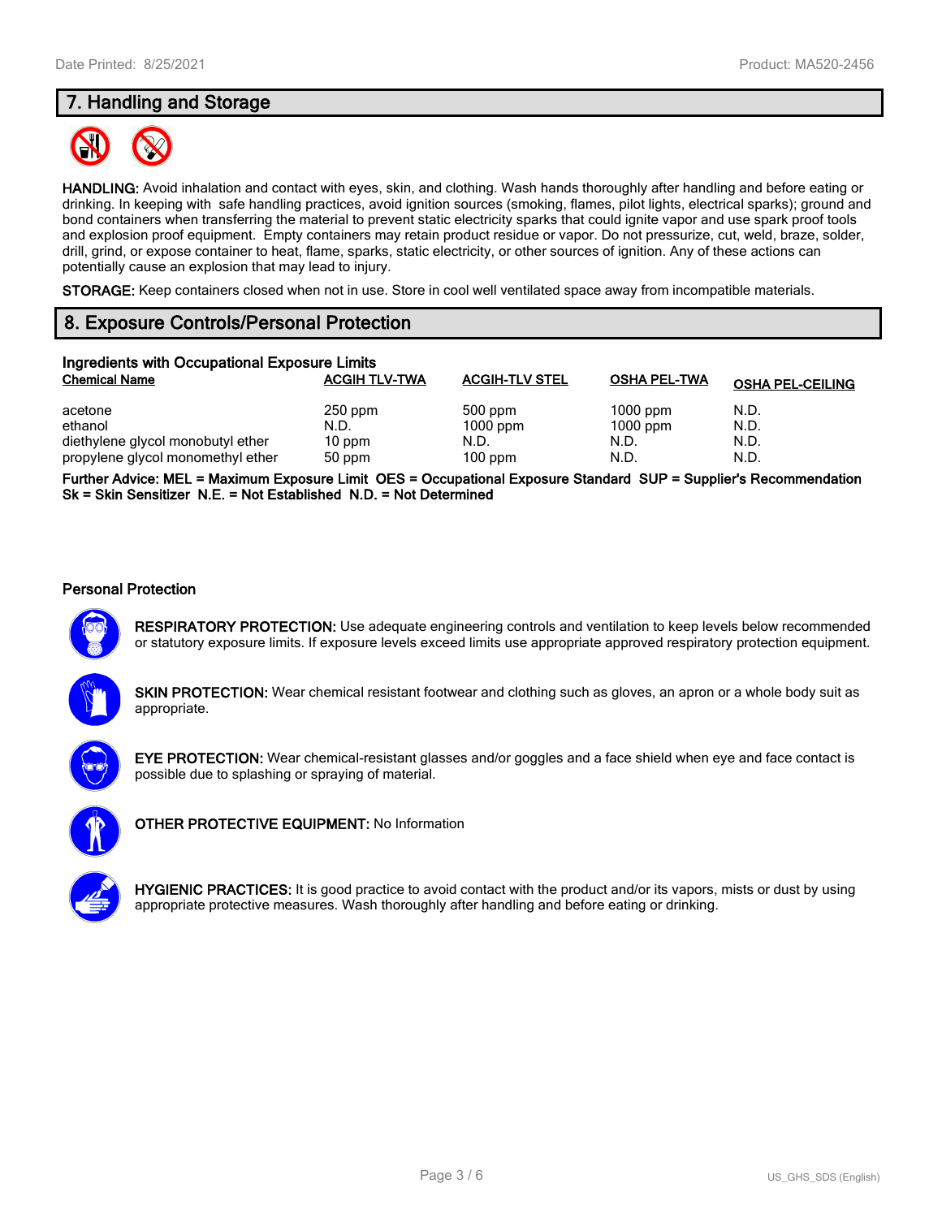## 7. Handling and Storage

**HANDLING:** Avoid inhalation and contact with eyes, skin, and clothing. Wash hands thoroughly after handling and before eating or drinking. In keeping with safe handling practices, avoid ignition sources (smoking, flames, pilot lights, electrical sparks); ground and bond containers when transferring the material to prevent static electricity sparks that could ignite vapor and use spark proof tools and explosion proof equipment. Empty containers may retain product residue or vapor. Do not pressurize, cut, weld, braze, solder, drill, grind, or expose container to heat, flame, sparks, static electricity, or other sources of ignition. Any of these actions can potentially cause an explosion that may lead to injury.

**STORAGE:** Keep containers closed when not in use. Store in cool well ventilated space away from incompatible materials.

## 8. Exposure Controls/Personal Protection

### Ingredients with Occupational Exposure Limits

| Chemical Name | ACGIH TLV-TWA | ACGIH-TLV STEL | OSHA PEL-TWA | OSHA PEL-CEILING |
|---|---|---|---|---|
| acetone | 250 ppm | 500 ppm | 1000 ppm | N.D. |
| ethanol | N.D. | 1000 ppm | 1000 ppm | N.D. |
| diethylene glycol monobutyl ether | 10 ppm | N.D. | N.D. | N.D. |
| propylene glycol monomethyl ether | 50 ppm | 100 ppm | N.D. | N.D. |

**Further Advice: MEL = Maximum Exposure Limit OES = Occupational Exposure Standard SUP = Supplier's Recommendation Sk = Skin Sensitizer N.E. = Not Established N.D. = Not Determined**

### Personal Protection

**RESPIRATORY PROTECTION:** Use adequate engineering controls and ventilation to keep levels below recommended or statutory exposure limits. If exposure levels exceed limits use appropriate approved respiratory protection equipment.

**SKIN PROTECTION:** Wear chemical resistant footwear and clothing such as gloves, an apron or a whole body suit as appropriate.

**EYE PROTECTION:** Wear chemical-resistant glasses and/or goggles and a face shield when eye and face contact is possible due to splashing or spraying of material.

**OTHER PROTECTIVE EQUIPMENT:** No Information

**HYGIENIC PRACTICES:** It is good practice to avoid contact with the product and/or its vapors, mists or dust by using appropriate protective measures. Wash thoroughly after handling and before eating or drinking.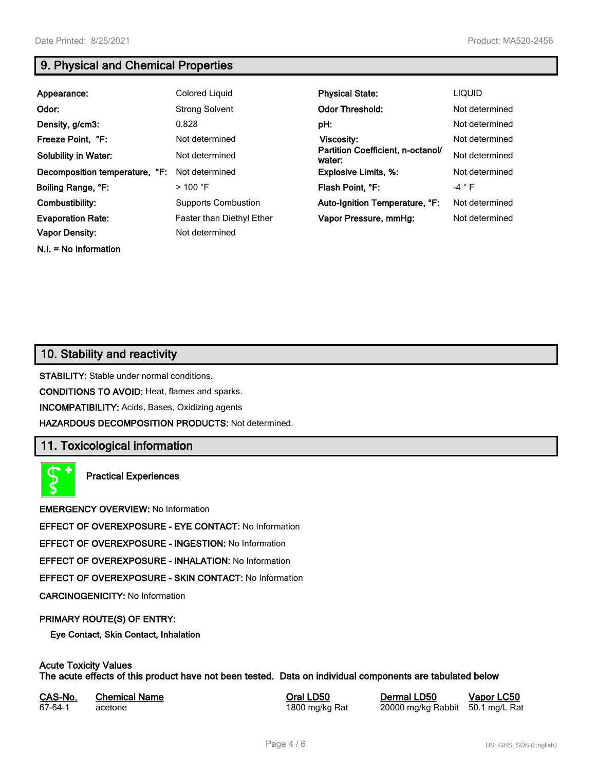## 9. Physical and Chemical Properties

| | | | |
|---|---|---|---|
| **Appearance:** | Colored Liquid | **Physical State:** | LIQUID |
| **Odor:** | Strong Solvent | **Odor Threshold:** | Not determined |
| **Density, g/cm3:** | 0.828 | **pH:** | Not determined |
| **Freeze Point, °F:** | Not determined | **Viscosity:** | Not determined |
| **Solubility in Water:** | Not determined | **Partition Coefficient, n-octanol/ water:** | Not determined |
| **Decomposition temperature, °F:** | Not determined | **Explosive Limits, %:** | Not determined |
| **Boiling Range, °F:** | > 100 °F | **Flash Point, °F:** | -4 ° F |
| **Combustibility:** | Supports Combustion | **Auto-Ignition Temperature, °F:** | Not determined |
| **Evaporation Rate:** | Faster than Diethyl Ether | **Vapor Pressure, mmHg:** | Not determined |
| **Vapor Density:** | Not determined | | |

**N.I. = No Information**

## 10. Stability and reactivity

**STABILITY:** Stable under normal conditions.

**CONDITIONS TO AVOID:** Heat, flames and sparks.

**INCOMPATIBILITY:** Acids, Bases, Oxidizing agents

**HAZARDOUS DECOMPOSITION PRODUCTS:** Not determined.

## 11. Toxicological information

**Practical Experiences**

**EMERGENCY OVERVIEW:** No Information

**EFFECT OF OVEREXPOSURE - EYE CONTACT:** No Information

**EFFECT OF OVEREXPOSURE - INGESTION:** No Information

**EFFECT OF OVEREXPOSURE - INHALATION:** No Information

**EFFECT OF OVEREXPOSURE - SKIN CONTACT:** No Information

**CARCINOGENICITY:** No Information

**PRIMARY ROUTE(S) OF ENTRY:**

**Eye Contact, Skin Contact, Inhalation**

**Acute Toxicity Values**
**The acute effects of this product have not been tested. Data on individual components are tabulated below**

| CAS-No. | Chemical Name | Oral LD50 | Dermal LD50 | Vapor LC50 |
|---|---|---|---|---|
| 67-64-1 | acetone | 1800 mg/kg Rat | 20000 mg/kg Rabbit | 50.1 mg/L Rat |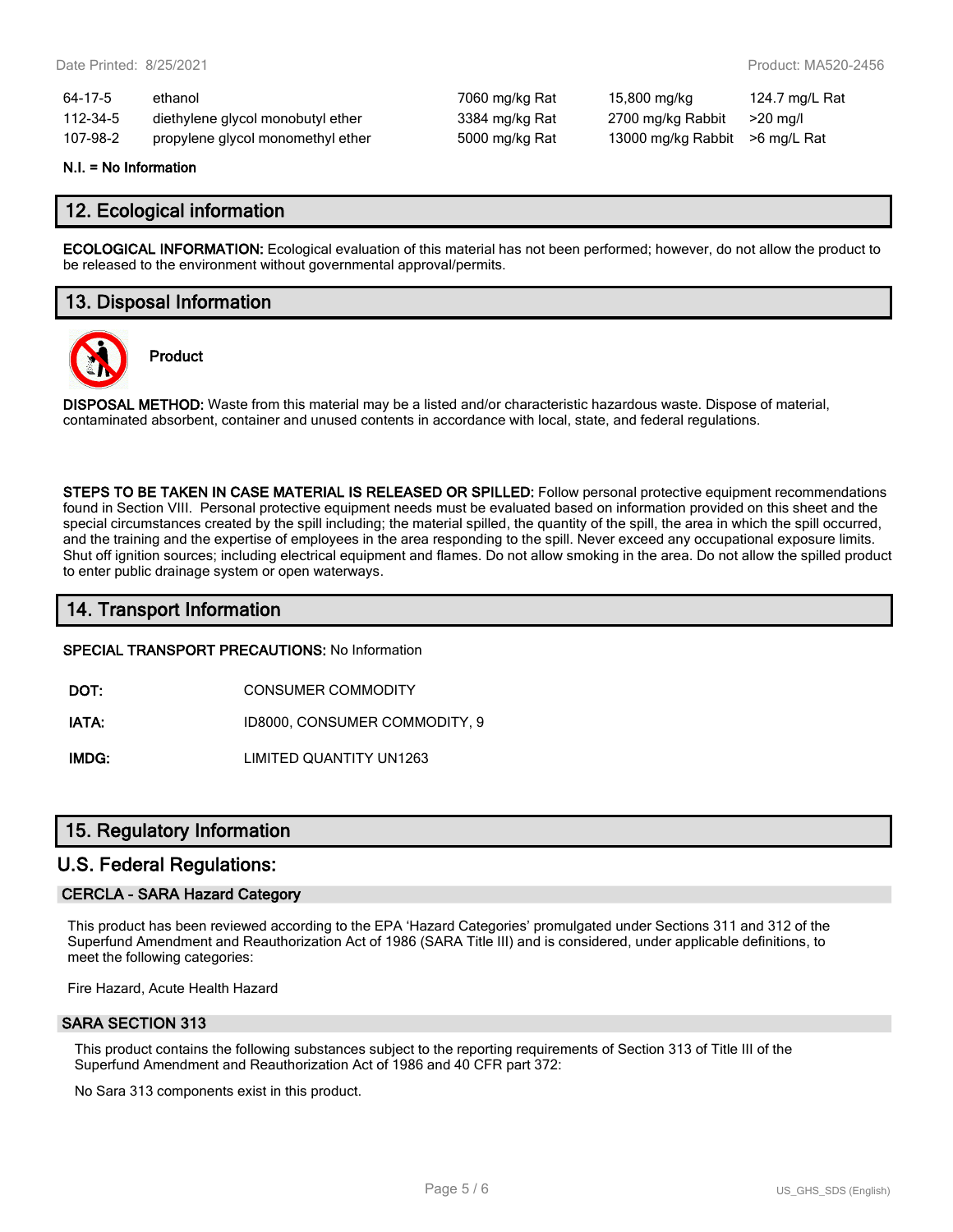| | | | | |
|---|---|---|---|---|
| 64-17-5 | ethanol | 7060 mg/kg Rat | 15,800 mg/kg | 124.7 mg/L Rat |
| 112-34-5 | diethylene glycol monobutyl ether | 3384 mg/kg Rat | 2700 mg/kg Rabbit | >20 mg/l |
| 107-98-2 | propylene glycol monomethyl ether | 5000 mg/kg Rat | 13000 mg/kg Rabbit | >6 mg/L Rat |

**N.I. = No Information**

## 12. Ecological information

**ECOLOGICAL INFORMATION:** Ecological evaluation of this material has not been performed; however, do not allow the product to be released to the environment without governmental approval/permits.

## 13. Disposal Information

**Product**

**DISPOSAL METHOD:** Waste from this material may be a listed and/or characteristic hazardous waste. Dispose of material, contaminated absorbent, container and unused contents in accordance with local, state, and federal regulations.

**STEPS TO BE TAKEN IN CASE MATERIAL IS RELEASED OR SPILLED:** Follow personal protective equipment recommendations found in Section VIII. Personal protective equipment needs must be evaluated based on information provided on this sheet and the special circumstances created by the spill including; the material spilled, the quantity of the spill, the area in which the spill occurred, and the training and the expertise of employees in the area responding to the spill. Never exceed any occupational exposure limits. Shut off ignition sources; including electrical equipment and flames. Do not allow smoking in the area. Do not allow the spilled product to enter public drainage system or open waterways.

## 14. Transport Information

**SPECIAL TRANSPORT PRECAUTIONS:** No Information

**DOT:** CONSUMER COMMODITY

**IATA:** ID8000, CONSUMER COMMODITY, 9

**IMDG:** LIMITED QUANTITY UN1263

## 15. Regulatory Information

## U.S. Federal Regulations:

### CERCLA - SARA Hazard Category

This product has been reviewed according to the EPA 'Hazard Categories' promulgated under Sections 311 and 312 of the Superfund Amendment and Reauthorization Act of 1986 (SARA Title III) and is considered, under applicable definitions, to meet the following categories:

Fire Hazard, Acute Health Hazard

### SARA SECTION 313

This product contains the following substances subject to the reporting requirements of Section 313 of Title III of the Superfund Amendment and Reauthorization Act of 1986 and 40 CFR part 372:

No Sara 313 components exist in this product.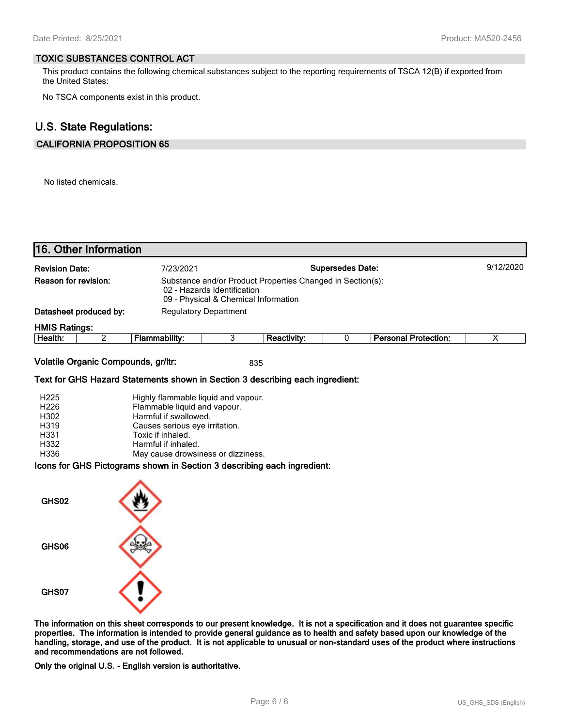### TOXIC SUBSTANCES CONTROL ACT

This product contains the following chemical substances subject to the reporting requirements of TSCA 12(B) if exported from the United States:

No TSCA components exist in this product.

## U.S. State Regulations:

### CALIFORNIA PROPOSITION 65

No listed chemicals.

## 16. Other Information

**Revision Date:** 7/23/2021 **Supersedes Date:** 9/12/2020

**Reason for revision:** Substance and/or Product Properties Changed in Section(s):
- 02 - Hazards Identification
- 09 - Physical & Chemical Information

**Datasheet produced by:** Regulatory Department

**HMIS Ratings:**

| | | | | | | | |
|---|---|---|---|---|---|---|---|
| **Health:** | 2 | **Flammability:** | 3 | **Reactivity:** | 0 | **Personal Protection:** | X |

**Volatile Organic Compounds, gr/ltr:** 835

**Text for GHS Hazard Statements shown in Section 3 describing each ingredient:**

H225 Highly flammable liquid and vapour.
H226 Flammable liquid and vapour.
H302 Harmful if swallowed.
H319 Causes serious eye irritation.
H331 Toxic if inhaled.
H332 Harmful if inhaled.
H336 May cause drowsiness or dizziness.

**Icons for GHS Pictograms shown in Section 3 describing each ingredient:**

GHS02

GHS06

GHS07

**The information on this sheet corresponds to our present knowledge. It is not a specification and it does not guarantee specific properties. The information is intended to provide general guidance as to health and safety based upon our knowledge of the handling, storage, and use of the product. It is not applicable to unusual or non-standard uses of the product where instructions and recommendations are not followed.**

**Only the original U.S. - English version is authoritative.**